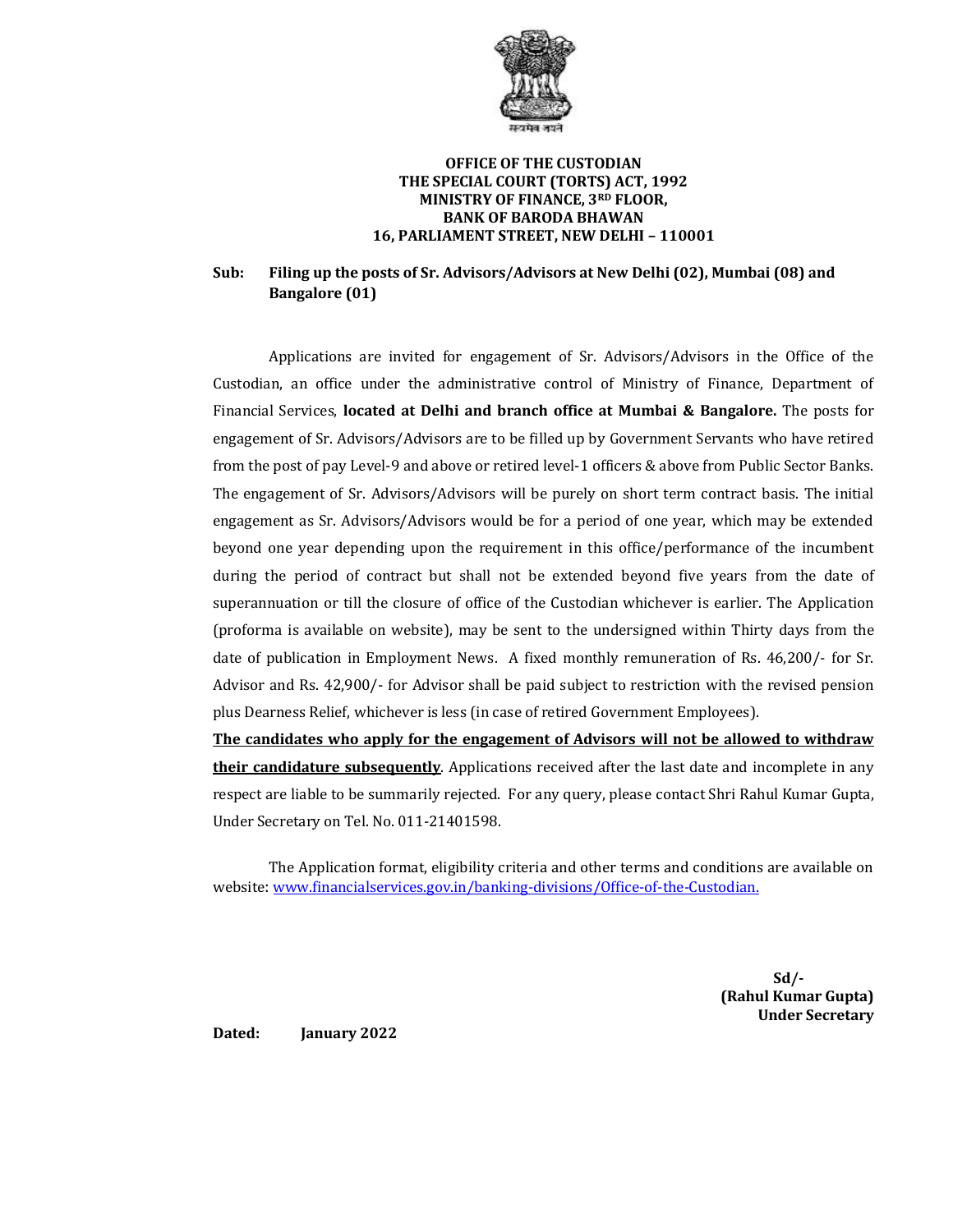**OFFICE OF THE CUSTODIAN**
**THE SPECIAL COURT (TORTS) ACT, 1992**
**MINISTRY OF FINANCE, 3RD FLOOR,**
**BANK OF BARODA BHAWAN**
**16, PARLIAMENT STREET, NEW DELHI – 110001**

**Sub: Filing up the posts of Sr. Advisors/Advisors at New Delhi (02), Mumbai (08) and Bangalore (01)**

Applications are invited for engagement of Sr. Advisors/Advisors in the Office of the Custodian, an office under the administrative control of Ministry of Finance, Department of Financial Services, **located at Delhi and branch office at Mumbai & Bangalore.** The posts for engagement of Sr. Advisors/Advisors are to be filled up by Government Servants who have retired from the post of pay Level-9 and above or retired level-1 officers & above from Public Sector Banks. The engagement of Sr. Advisors/Advisors will be purely on short term contract basis. The initial engagement as Sr. Advisors/Advisors would be for a period of one year, which may be extended beyond one year depending upon the requirement in this office/performance of the incumbent during the period of contract but shall not be extended beyond five years from the date of superannuation or till the closure of office of the Custodian whichever is earlier. The Application (proforma is available on website), may be sent to the undersigned within Thirty days from the date of publication in Employment News. A fixed monthly remuneration of Rs. 46,200/- for Sr. Advisor and Rs. 42,900/- for Advisor shall be paid subject to restriction with the revised pension plus Dearness Relief, whichever is less (in case of retired Government Employees).
**The candidates who apply for the engagement of Advisors will not be allowed to withdraw their candidature subsequently**. Applications received after the last date and incomplete in any respect are liable to be summarily rejected. For any query, please contact Shri Rahul Kumar Gupta, Under Secretary on Tel. No. 011-21401598.

The Application format, eligibility criteria and other terms and conditions are available on website: www.financialservices.gov.in/banking-divisions/Office-of-the-Custodian.

**Sd/-**
**(Rahul Kumar Gupta)**
**Under Secretary**

**Dated: January 2022**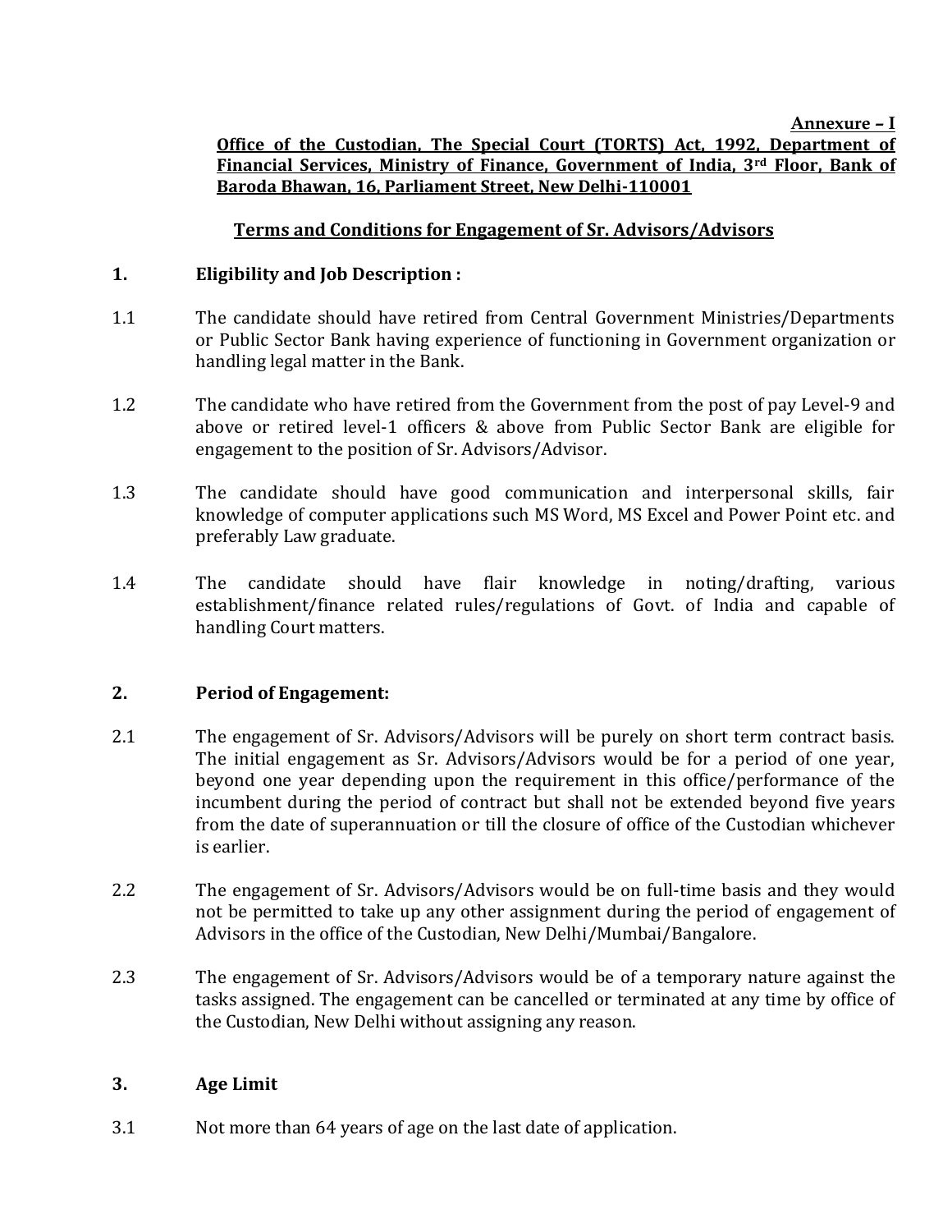**Annexure – I**

**Office of the Custodian, The Special Court (TORTS) Act, 1992, Department of Financial Services, Ministry of Finance, Government of India, 3rd Floor, Bank of Baroda Bhawan, 16, Parliament Street, New Delhi-110001**

**Terms and Conditions for Engagement of Sr. Advisors/Advisors**

**1. Eligibility and Job Description :**

1.1 The candidate should have retired from Central Government Ministries/Departments or Public Sector Bank having experience of functioning in Government organization or handling legal matter in the Bank.

1.2 The candidate who have retired from the Government from the post of pay Level-9 and above or retired level-1 officers & above from Public Sector Bank are eligible for engagement to the position of Sr. Advisors/Advisor.

1.3 The candidate should have good communication and interpersonal skills, fair knowledge of computer applications such MS Word, MS Excel and Power Point etc. and preferably Law graduate.

1.4 The candidate should have flair knowledge in noting/drafting, various establishment/finance related rules/regulations of Govt. of India and capable of handling Court matters.

**2. Period of Engagement:**

2.1 The engagement of Sr. Advisors/Advisors will be purely on short term contract basis. The initial engagement as Sr. Advisors/Advisors would be for a period of one year, beyond one year depending upon the requirement in this office/performance of the incumbent during the period of contract but shall not be extended beyond five years from the date of superannuation or till the closure of office of the Custodian whichever is earlier.

2.2 The engagement of Sr. Advisors/Advisors would be on full-time basis and they would not be permitted to take up any other assignment during the period of engagement of Advisors in the office of the Custodian, New Delhi/Mumbai/Bangalore.

2.3 The engagement of Sr. Advisors/Advisors would be of a temporary nature against the tasks assigned. The engagement can be cancelled or terminated at any time by office of the Custodian, New Delhi without assigning any reason.

**3. Age Limit**

3.1 Not more than 64 years of age on the last date of application.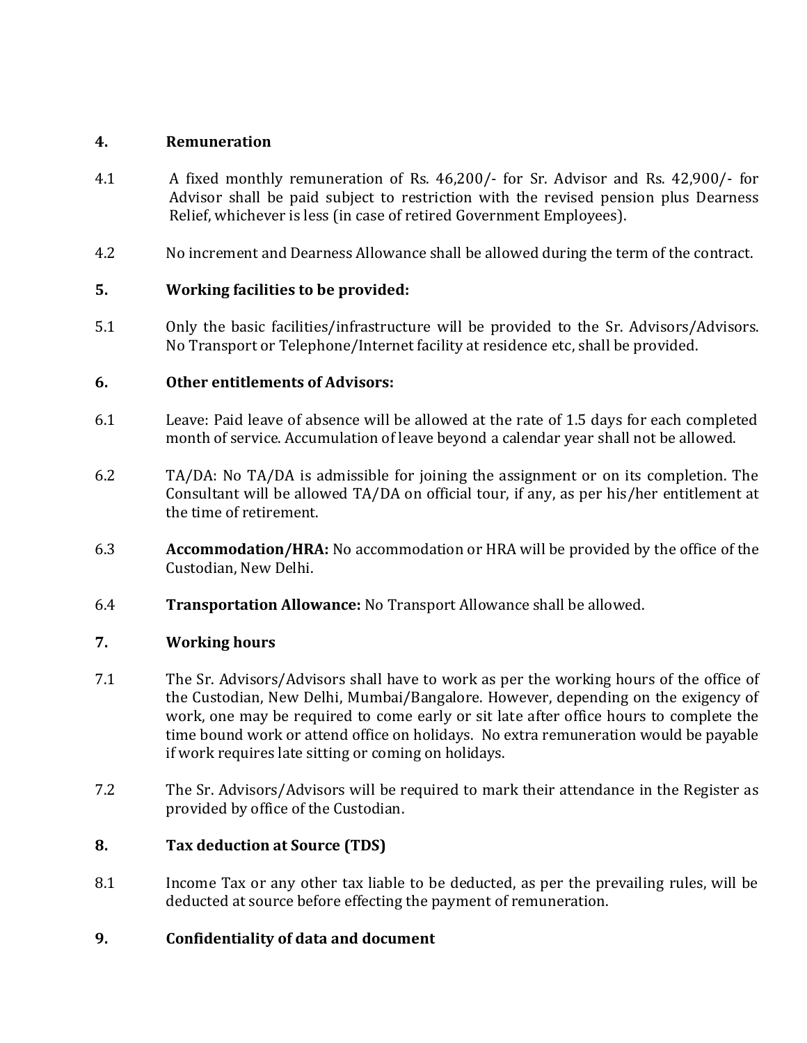## 4. Remuneration

4.1 A fixed monthly remuneration of Rs. 46,200/- for Sr. Advisor and Rs. 42,900/- for Advisor shall be paid subject to restriction with the revised pension plus Dearness Relief, whichever is less (in case of retired Government Employees).

4.2 No increment and Dearness Allowance shall be allowed during the term of the contract.

## 5. Working facilities to be provided:

5.1 Only the basic facilities/infrastructure will be provided to the Sr. Advisors/Advisors. No Transport or Telephone/Internet facility at residence etc, shall be provided.

## 6. Other entitlements of Advisors:

6.1 Leave: Paid leave of absence will be allowed at the rate of 1.5 days for each completed month of service. Accumulation of leave beyond a calendar year shall not be allowed.

6.2 TA/DA: No TA/DA is admissible for joining the assignment or on its completion. The Consultant will be allowed TA/DA on official tour, if any, as per his/her entitlement at the time of retirement.

6.3 **Accommodation/HRA:** No accommodation or HRA will be provided by the office of the Custodian, New Delhi.

6.4 **Transportation Allowance:** No Transport Allowance shall be allowed.

## 7. Working hours

7.1 The Sr. Advisors/Advisors shall have to work as per the working hours of the office of the Custodian, New Delhi, Mumbai/Bangalore. However, depending on the exigency of work, one may be required to come early or sit late after office hours to complete the time bound work or attend office on holidays. No extra remuneration would be payable if work requires late sitting or coming on holidays.

7.2 The Sr. Advisors/Advisors will be required to mark their attendance in the Register as provided by office of the Custodian.

## 8. Tax deduction at Source (TDS)

8.1 Income Tax or any other tax liable to be deducted, as per the prevailing rules, will be deducted at source before effecting the payment of remuneration.

## 9. Confidentiality of data and document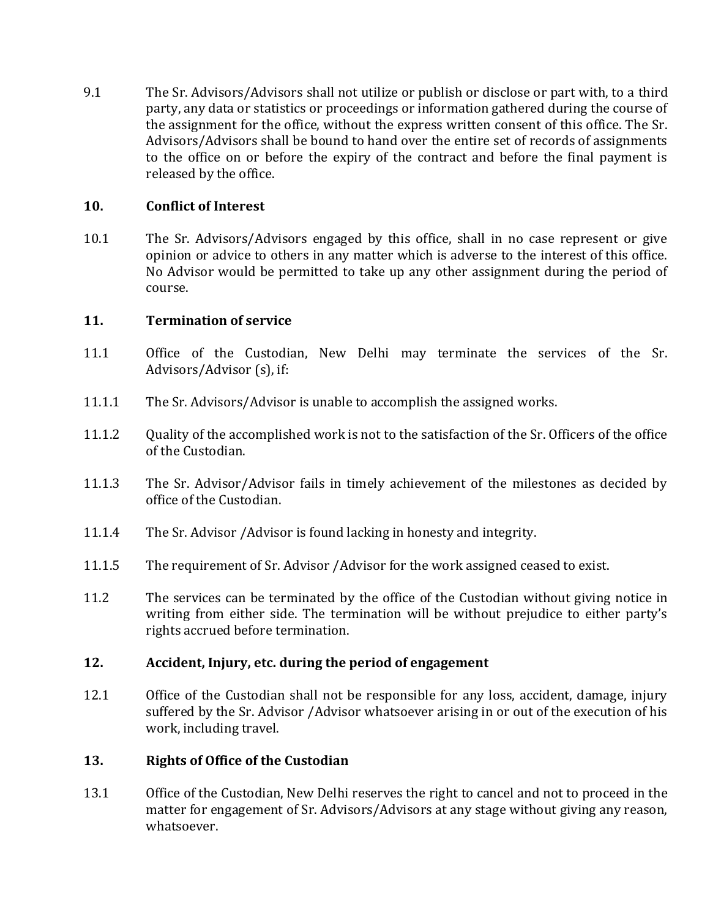9.1 The Sr. Advisors/Advisors shall not utilize or publish or disclose or part with, to a third party, any data or statistics or proceedings or information gathered during the course of the assignment for the office, without the express written consent of this office. The Sr. Advisors/Advisors shall be bound to hand over the entire set of records of assignments to the office on or before the expiry of the contract and before the final payment is released by the office.

## 10. Conflict of Interest

10.1 The Sr. Advisors/Advisors engaged by this office, shall in no case represent or give opinion or advice to others in any matter which is adverse to the interest of this office. No Advisor would be permitted to take up any other assignment during the period of course.

## 11. Termination of service

11.1 Office of the Custodian, New Delhi may terminate the services of the Sr. Advisors/Advisor (s), if:

11.1.1 The Sr. Advisors/Advisor is unable to accomplish the assigned works.

11.1.2 Quality of the accomplished work is not to the satisfaction of the Sr. Officers of the office of the Custodian.

11.1.3 The Sr. Advisor/Advisor fails in timely achievement of the milestones as decided by office of the Custodian.

11.1.4 The Sr. Advisor /Advisor is found lacking in honesty and integrity.

11.1.5 The requirement of Sr. Advisor /Advisor for the work assigned ceased to exist.

11.2 The services can be terminated by the office of the Custodian without giving notice in writing from either side. The termination will be without prejudice to either party's rights accrued before termination.

## 12. Accident, Injury, etc. during the period of engagement

12.1 Office of the Custodian shall not be responsible for any loss, accident, damage, injury suffered by the Sr. Advisor /Advisor whatsoever arising in or out of the execution of his work, including travel.

## 13. Rights of Office of the Custodian

13.1 Office of the Custodian, New Delhi reserves the right to cancel and not to proceed in the matter for engagement of Sr. Advisors/Advisors at any stage without giving any reason, whatsoever.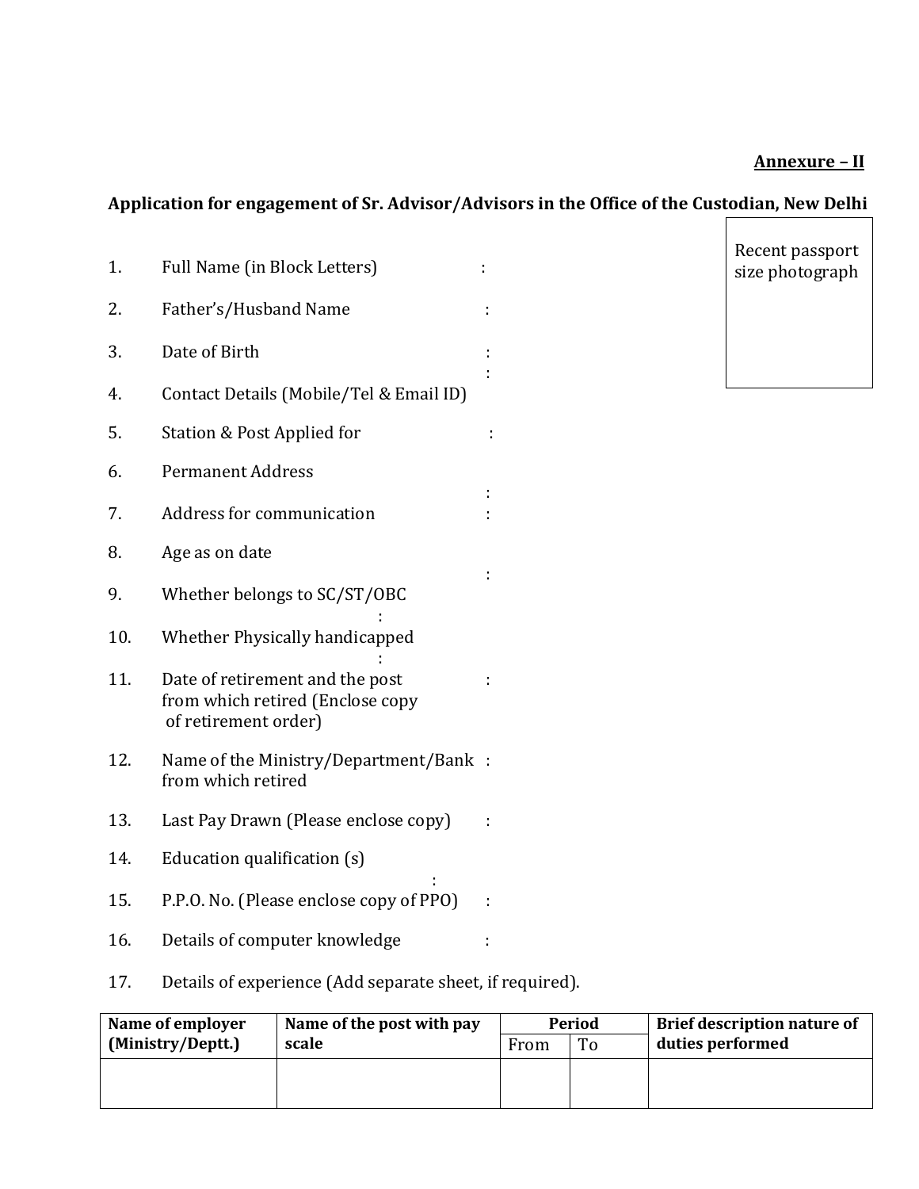**<u>Annexure – II</u>**

**Application for engagement of Sr. Advisor/Advisors in the Office of the Custodian, New Delhi**

Recent passport size photograph

1. Full Name (in Block Letters) :
2. Father's/Husband Name :
3. Date of Birth :
4. Contact Details (Mobile/Tel & Email ID) :
5. Station & Post Applied for :
6. Permanent Address :
7. Address for communication :
8. Age as on date :
9. Whether belongs to SC/ST/OBC :
10. Whether Physically handicapped :
11. Date of retirement and the post from which retired (Enclose copy of retirement order) :
12. Name of the Ministry/Department/Bank from which retired :
13. Last Pay Drawn (Please enclose copy) :
14. Education qualification (s) :
15. P.P.O. No. (Please enclose copy of PPO) :
16. Details of computer knowledge :
17. Details of experience (Add separate sheet, if required).

| **Name of employer (Ministry/Deptt.)** | **Name of the post with pay scale** | **Period** | | **Brief description nature of duties performed** |
|---|---|---|---|---|
| | | From | To | |
| | | | | |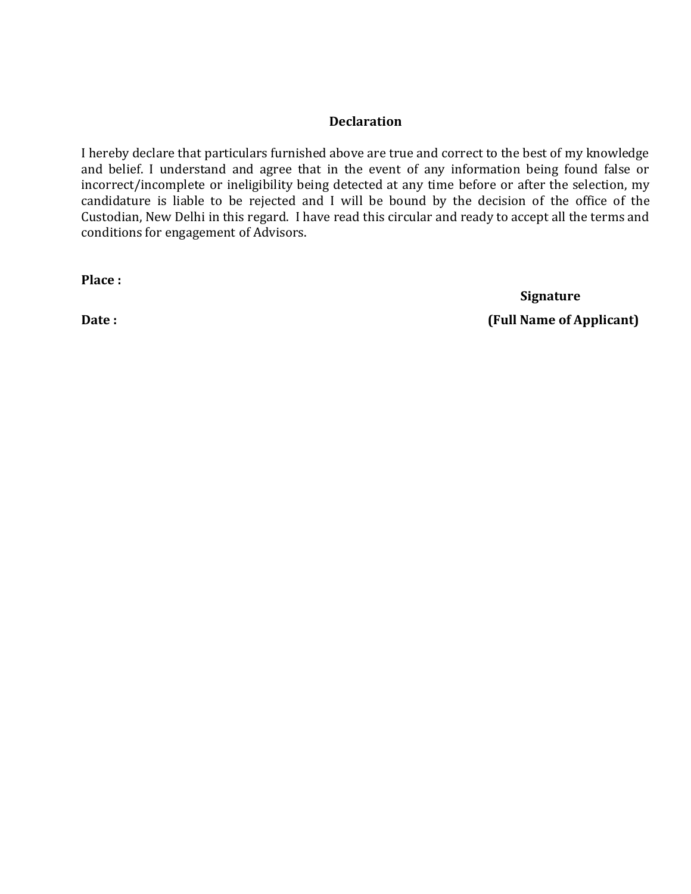## Declaration

I hereby declare that particulars furnished above are true and correct to the best of my knowledge and belief. I understand and agree that in the event of any information being found false or incorrect/incomplete or ineligibility being detected at any time before or after the selection, my candidature is liable to be rejected and I will be bound by the decision of the office of the Custodian, New Delhi in this regard. I have read this circular and ready to accept all the terms and conditions for engagement of Advisors.

**Place :**

**Signature**

**Date :**

**(Full Name of Applicant)**